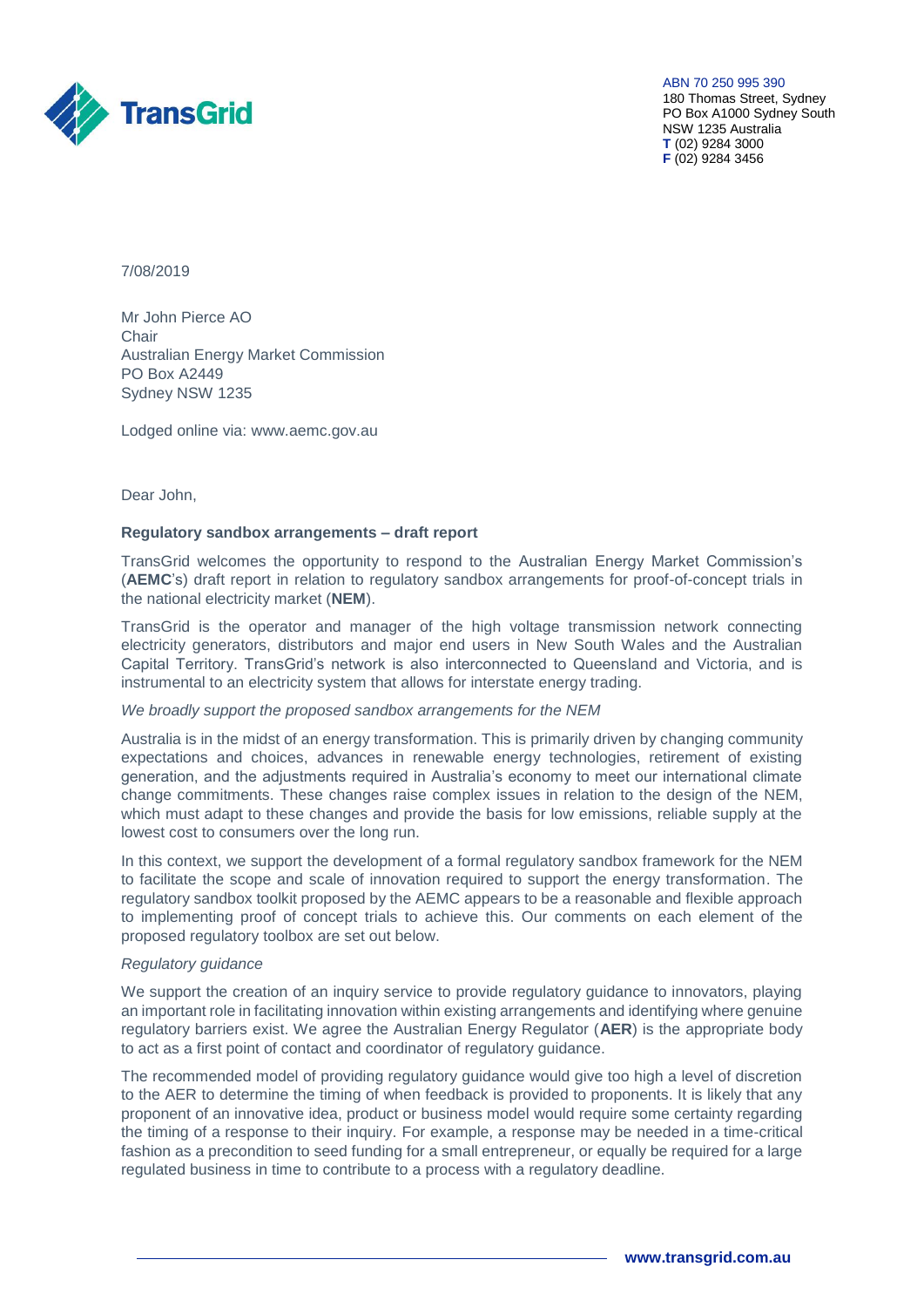ABN 70 250 995 390
180 Thomas Street, Sydney
PO Box A1000 Sydney South
NSW 1235 Australia
**T** (02) 9284 3000
**F** (02) 9284 3456

7/08/2019

Mr John Pierce AO
Chair
Australian Energy Market Commission
PO Box A2449
Sydney NSW 1235

Lodged online via: www.aemc.gov.au

Dear John,

**Regulatory sandbox arrangements – draft report**

TransGrid welcomes the opportunity to respond to the Australian Energy Market Commission's (**AEMC**'s) draft report in relation to regulatory sandbox arrangements for proof-of-concept trials in the national electricity market (**NEM**).

TransGrid is the operator and manager of the high voltage transmission network connecting electricity generators, distributors and major end users in New South Wales and the Australian Capital Territory. TransGrid's network is also interconnected to Queensland and Victoria, and is instrumental to an electricity system that allows for interstate energy trading.

*We broadly support the proposed sandbox arrangements for the NEM*

Australia is in the midst of an energy transformation. This is primarily driven by changing community expectations and choices, advances in renewable energy technologies, retirement of existing generation, and the adjustments required in Australia's economy to meet our international climate change commitments. These changes raise complex issues in relation to the design of the NEM, which must adapt to these changes and provide the basis for low emissions, reliable supply at the lowest cost to consumers over the long run.

In this context, we support the development of a formal regulatory sandbox framework for the NEM to facilitate the scope and scale of innovation required to support the energy transformation. The regulatory sandbox toolkit proposed by the AEMC appears to be a reasonable and flexible approach to implementing proof of concept trials to achieve this. Our comments on each element of the proposed regulatory toolbox are set out below.

*Regulatory guidance*

We support the creation of an inquiry service to provide regulatory guidance to innovators, playing an important role in facilitating innovation within existing arrangements and identifying where genuine regulatory barriers exist. We agree the Australian Energy Regulator (**AER**) is the appropriate body to act as a first point of contact and coordinator of regulatory guidance.

The recommended model of providing regulatory guidance would give too high a level of discretion to the AER to determine the timing of when feedback is provided to proponents. It is likely that any proponent of an innovative idea, product or business model would require some certainty regarding the timing of a response to their inquiry. For example, a response may be needed in a time-critical fashion as a precondition to seed funding for a small entrepreneur, or equally be required for a large regulated business in time to contribute to a process with a regulatory deadline.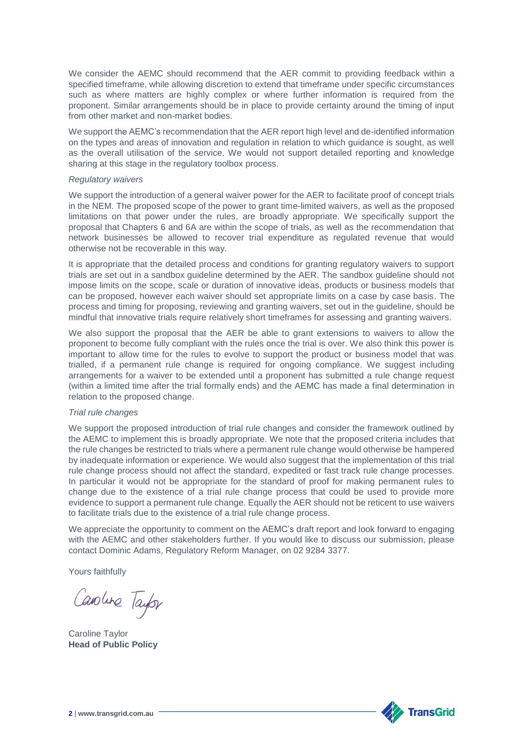We consider the AEMC should recommend that the AER commit to providing feedback within a specified timeframe, while allowing discretion to extend that timeframe under specific circumstances such as where matters are highly complex or where further information is required from the proponent. Similar arrangements should be in place to provide certainty around the timing of input from other market and non-market bodies.

We support the AEMC's recommendation that the AER report high level and de-identified information on the types and areas of innovation and regulation in relation to which guidance is sought, as well as the overall utilisation of the service. We would not support detailed reporting and knowledge sharing at this stage in the regulatory toolbox process.

*Regulatory waivers*

We support the introduction of a general waiver power for the AER to facilitate proof of concept trials in the NEM. The proposed scope of the power to grant time-limited waivers, as well as the proposed limitations on that power under the rules, are broadly appropriate. We specifically support the proposal that Chapters 6 and 6A are within the scope of trials, as well as the recommendation that network businesses be allowed to recover trial expenditure as regulated revenue that would otherwise not be recoverable in this way.

It is appropriate that the detailed process and conditions for granting regulatory waivers to support trials are set out in a sandbox guideline determined by the AER. The sandbox guideline should not impose limits on the scope, scale or duration of innovative ideas, products or business models that can be proposed, however each waiver should set appropriate limits on a case by case basis. The process and timing for proposing, reviewing and granting waivers, set out in the guideline, should be mindful that innovative trials require relatively short timeframes for assessing and granting waivers.

We also support the proposal that the AER be able to grant extensions to waivers to allow the proponent to become fully compliant with the rules once the trial is over. We also think this power is important to allow time for the rules to evolve to support the product or business model that was trialled, if a permanent rule change is required for ongoing compliance. We suggest including arrangements for a waiver to be extended until a proponent has submitted a rule change request (within a limited time after the trial formally ends) and the AEMC has made a final determination in relation to the proposed change.

*Trial rule changes*

We support the proposed introduction of trial rule changes and consider the framework outlined by the AEMC to implement this is broadly appropriate. We note that the proposed criteria includes that the rule changes be restricted to trials where a permanent rule change would otherwise be hampered by inadequate information or experience. We would also suggest that the implementation of this trial rule change process should not affect the standard, expedited or fast track rule change processes. In particular it would not be appropriate for the standard of proof for making permanent rules to change due to the existence of a trial rule change process that could be used to provide more evidence to support a permanent rule change. Equally the AER should not be reticent to use waivers to facilitate trials due to the existence of a trial rule change process.

We appreciate the opportunity to comment on the AEMC's draft report and look forward to engaging with the AEMC and other stakeholders further. If you would like to discuss our submission, please contact Dominic Adams, Regulatory Reform Manager, on 02 9284 3377.

Yours faithfully

Caroline Taylor

Caroline Taylor
**Head of Public Policy**